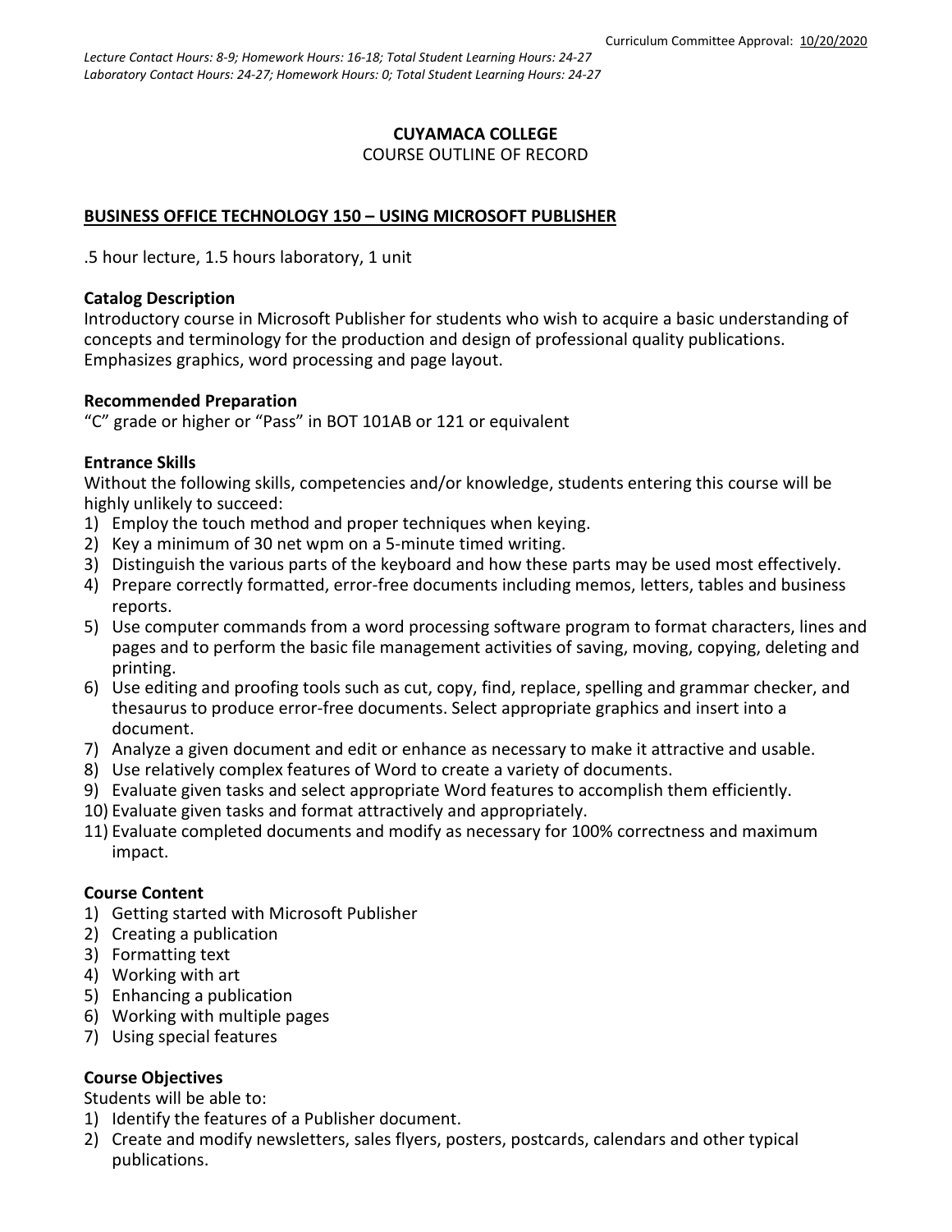Curriculum Committee Approval: 10/20/2020

*Lecture Contact Hours: 8-9; Homework Hours: 16-18; Total Student Learning Hours: 24-27*
*Laboratory Contact Hours: 24-27; Homework Hours: 0; Total Student Learning Hours: 24-27*

**CUYAMACA COLLEGE**
COURSE OUTLINE OF RECORD

**BUSINESS OFFICE TECHNOLOGY 150 – USING MICROSOFT PUBLISHER**

.5 hour lecture, 1.5 hours laboratory, 1 unit

### Catalog Description

Introductory course in Microsoft Publisher for students who wish to acquire a basic understanding of concepts and terminology for the production and design of professional quality publications. Emphasizes graphics, word processing and page layout.

### Recommended Preparation

"C" grade or higher or "Pass" in BOT 101AB or 121 or equivalent

### Entrance Skills

Without the following skills, competencies and/or knowledge, students entering this course will be highly unlikely to succeed:

1) Employ the touch method and proper techniques when keying.
2) Key a minimum of 30 net wpm on a 5-minute timed writing.
3) Distinguish the various parts of the keyboard and how these parts may be used most effectively.
4) Prepare correctly formatted, error-free documents including memos, letters, tables and business reports.
5) Use computer commands from a word processing software program to format characters, lines and pages and to perform the basic file management activities of saving, moving, copying, deleting and printing.
6) Use editing and proofing tools such as cut, copy, find, replace, spelling and grammar checker, and thesaurus to produce error-free documents. Select appropriate graphics and insert into a document.
7) Analyze a given document and edit or enhance as necessary to make it attractive and usable.
8) Use relatively complex features of Word to create a variety of documents.
9) Evaluate given tasks and select appropriate Word features to accomplish them efficiently.
10) Evaluate given tasks and format attractively and appropriately.
11) Evaluate completed documents and modify as necessary for 100% correctness and maximum impact.

### Course Content

1) Getting started with Microsoft Publisher
2) Creating a publication
3) Formatting text
4) Working with art
5) Enhancing a publication
6) Working with multiple pages
7) Using special features

### Course Objectives

Students will be able to:

1) Identify the features of a Publisher document.
2) Create and modify newsletters, sales flyers, posters, postcards, calendars and other typical publications.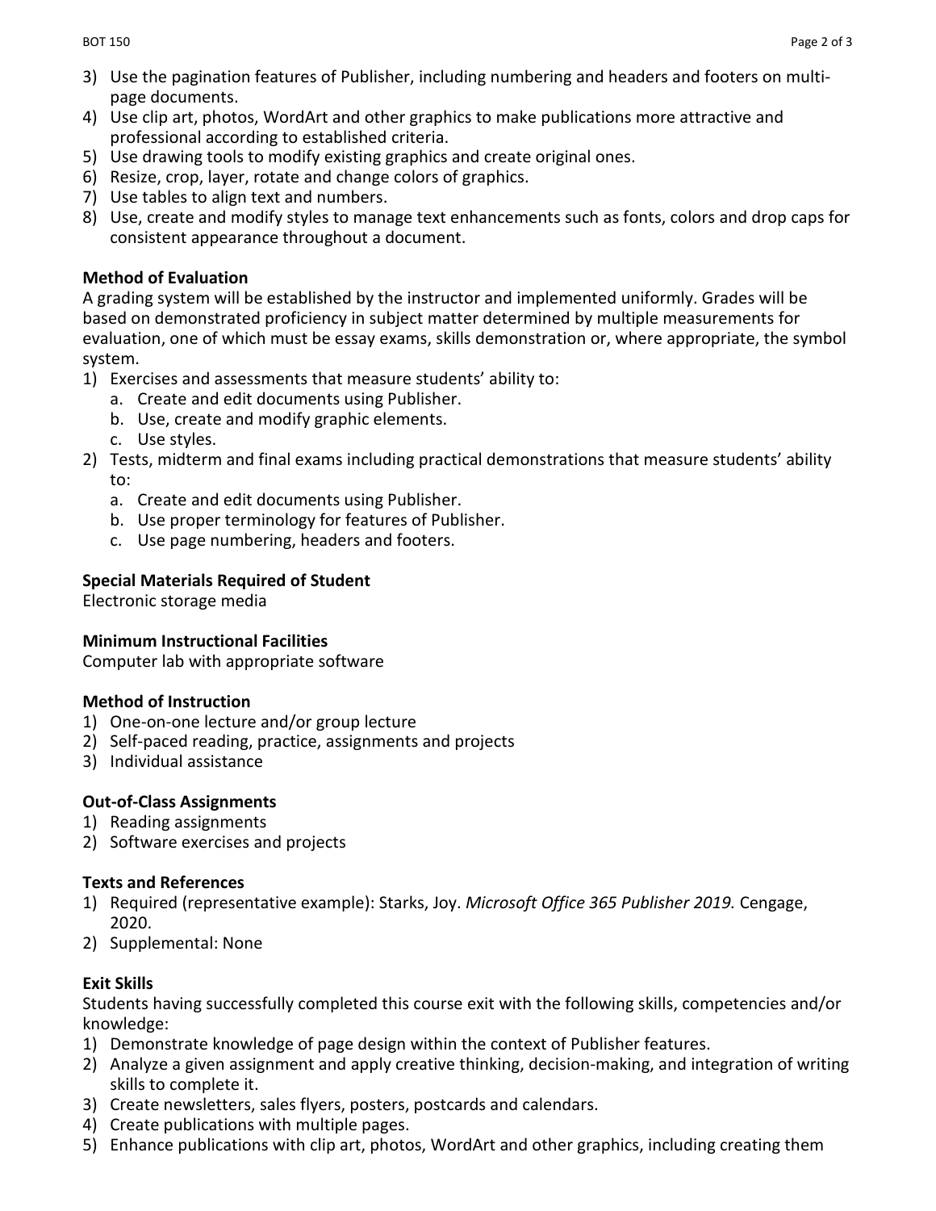3) Use the pagination features of Publisher, including numbering and headers and footers on multi-page documents.
4) Use clip art, photos, WordArt and other graphics to make publications more attractive and professional according to established criteria.
5) Use drawing tools to modify existing graphics and create original ones.
6) Resize, crop, layer, rotate and change colors of graphics.
7) Use tables to align text and numbers.
8) Use, create and modify styles to manage text enhancements such as fonts, colors and drop caps for consistent appearance throughout a document.

**Method of Evaluation**

A grading system will be established by the instructor and implemented uniformly. Grades will be based on demonstrated proficiency in subject matter determined by multiple measurements for evaluation, one of which must be essay exams, skills demonstration or, where appropriate, the symbol system.

1) Exercises and assessments that measure students' ability to:
   a. Create and edit documents using Publisher.
   b. Use, create and modify graphic elements.
   c. Use styles.
2) Tests, midterm and final exams including practical demonstrations that measure students' ability to:
   a. Create and edit documents using Publisher.
   b. Use proper terminology for features of Publisher.
   c. Use page numbering, headers and footers.

**Special Materials Required of Student**

Electronic storage media

**Minimum Instructional Facilities**

Computer lab with appropriate software

**Method of Instruction**

1) One-on-one lecture and/or group lecture
2) Self-paced reading, practice, assignments and projects
3) Individual assistance

**Out-of-Class Assignments**

1) Reading assignments
2) Software exercises and projects

**Texts and References**

1) Required (representative example): Starks, Joy. *Microsoft Office 365 Publisher 2019.* Cengage, 2020.
2) Supplemental: None

**Exit Skills**

Students having successfully completed this course exit with the following skills, competencies and/or knowledge:

1) Demonstrate knowledge of page design within the context of Publisher features.
2) Analyze a given assignment and apply creative thinking, decision-making, and integration of writing skills to complete it.
3) Create newsletters, sales flyers, posters, postcards and calendars.
4) Create publications with multiple pages.
5) Enhance publications with clip art, photos, WordArt and other graphics, including creating them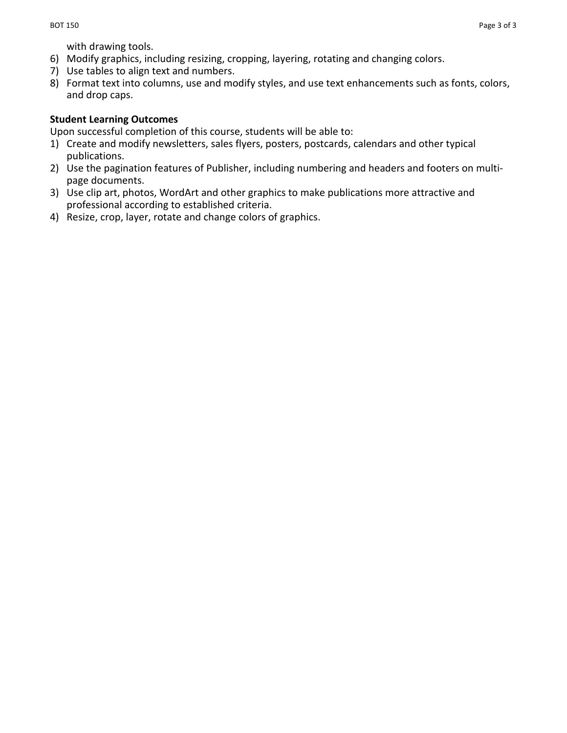with drawing tools.

6) Modify graphics, including resizing, cropping, layering, rotating and changing colors.
7) Use tables to align text and numbers.
8) Format text into columns, use and modify styles, and use text enhancements such as fonts, colors, and drop caps.

**Student Learning Outcomes**

Upon successful completion of this course, students will be able to:

1) Create and modify newsletters, sales flyers, posters, postcards, calendars and other typical publications.
2) Use the pagination features of Publisher, including numbering and headers and footers on multi-page documents.
3) Use clip art, photos, WordArt and other graphics to make publications more attractive and professional according to established criteria.
4) Resize, crop, layer, rotate and change colors of graphics.